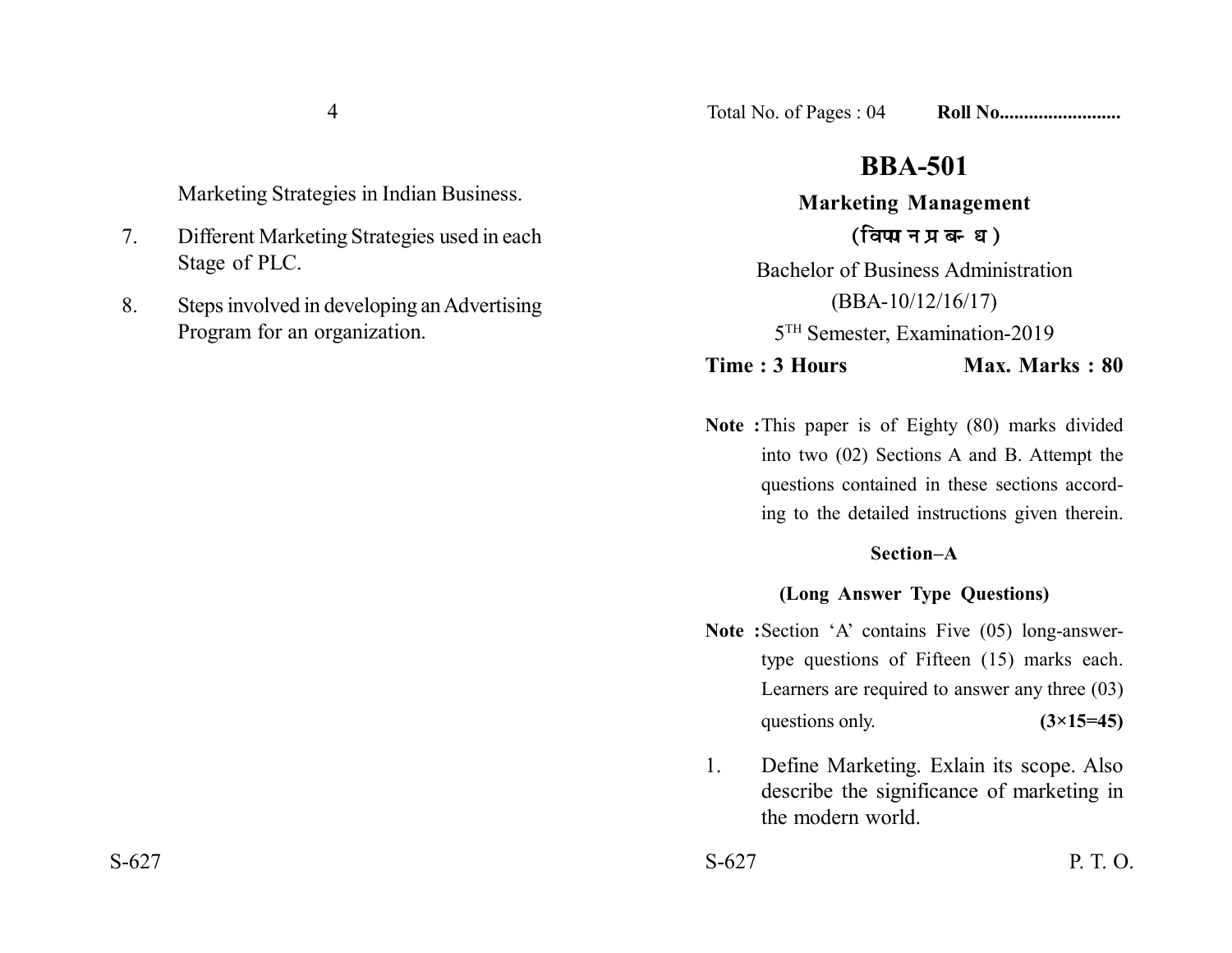Marketing Strategies in Indian Business.

7. Different Marketing Strategies used in each Stage of PLC.

8. Steps involved in developing an Advertising Program for an organization.

Total No. of Pages : 04 **Roll No........................**

# BBA-501

## Marketing Management

**(विपणन प्रबन्ध)**

Bachelor of Business Administration

(BBA-10/12/16/17)

5[TH] Semester, Examination-2019

**Time : 3 Hours** **Max. Marks : 80**

**Note :** This paper is of Eighty (80) marks divided into two (02) Sections A and B. Attempt the questions contained in these sections according to the detailed instructions given therein.

### Section–A

**(Long Answer Type Questions)**

**Note :** Section 'A' contains Five (05) long-answer-type questions of Fifteen (15) marks each. Learners are required to answer any three (03) questions only. **(3×15=45)**

1. Define Marketing. Exlain its scope. Also describe the significance of marketing in the modern world.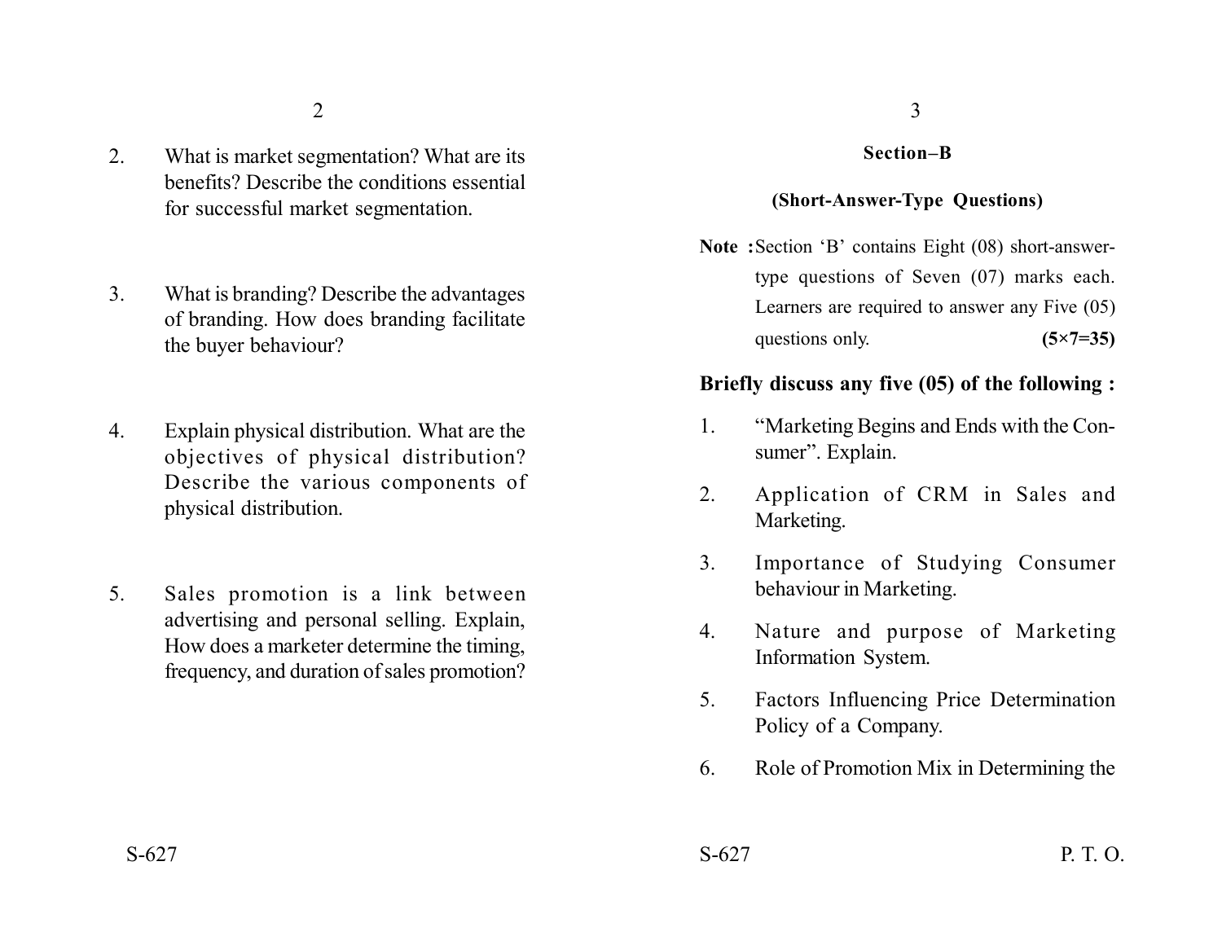2. What is market segmentation? What are its benefits? Describe the conditions essential for successful market segmentation.

3. What is branding? Describe the advantages of branding. How does branding facilitate the buyer behaviour?

4. Explain physical distribution. What are the objectives of physical distribution? Describe the various components of physical distribution.

5. Sales promotion is a link between advertising and personal selling. Explain, How does a marketer determine the timing, frequency, and duration of sales promotion?

## Section–B

### (Short-Answer-Type Questions)

**Note :** Section 'B' contains Eight (08) short-answer-type questions of Seven (07) marks each. Learners are required to answer any Five (05) questions only. **(5×7=35)**

**Briefly discuss any five (05) of the following :**

1. "Marketing Begins and Ends with the Consumer". Explain.

2. Application of CRM in Sales and Marketing.

3. Importance of Studying Consumer behaviour in Marketing.

4. Nature and purpose of Marketing Information System.

5. Factors Influencing Price Determination Policy of a Company.

6. Role of Promotion Mix in Determining the